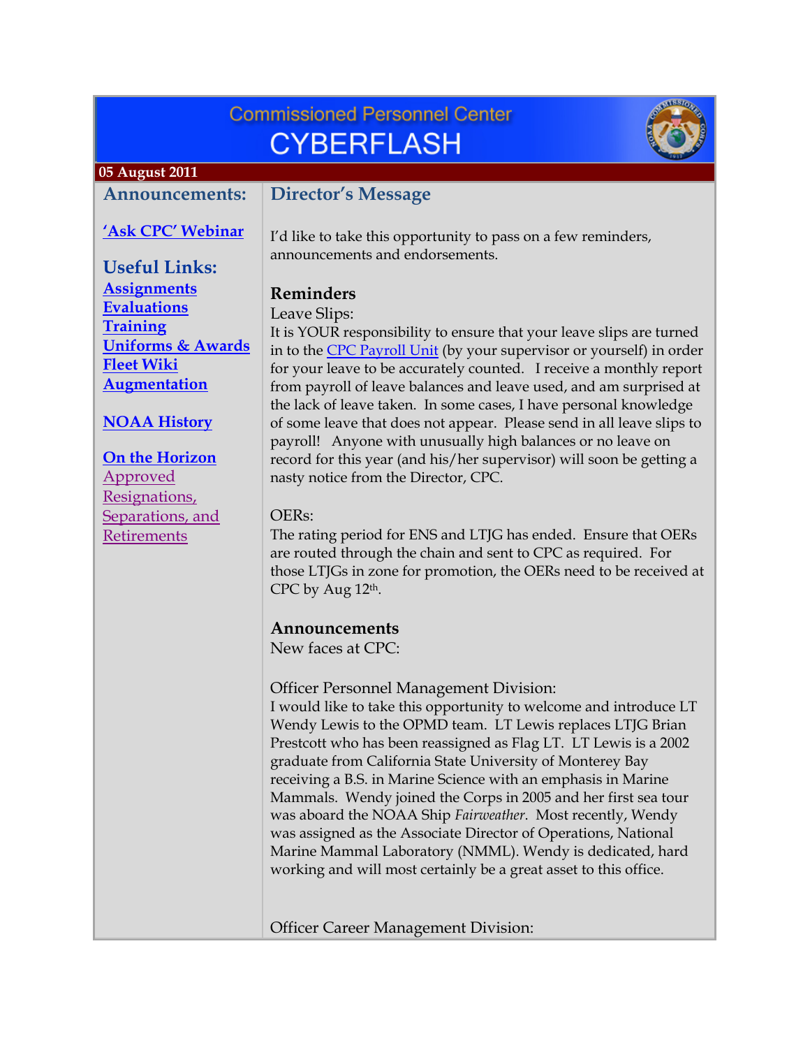# Commissioned Personnel Center CYBERFLASH

**05 August 2011**

## Announcements:

**'Ask CPC' Webinar**

## Useful Links:

**Assignments**
**Evaluations**
**Training**
**Uniforms & Awards**
**Fleet Wiki**
**Augmentation**

**NOAA History**

**On the Horizon**
Approved Resignations, Separations, and Retirements

## Director's Message

I'd like to take this opportunity to pass on a few reminders, announcements and endorsements.

### Reminders

Leave Slips:
It is YOUR responsibility to ensure that your leave slips are turned in to the CPC Payroll Unit (by your supervisor or yourself) in order for your leave to be accurately counted. I receive a monthly report from payroll of leave balances and leave used, and am surprised at the lack of leave taken. In some cases, I have personal knowledge of some leave that does not appear. Please send in all leave slips to payroll! Anyone with unusually high balances or no leave on record for this year (and his/her supervisor) will soon be getting a nasty notice from the Director, CPC.

OERs:
The rating period for ENS and LTJG has ended. Ensure that OERs are routed through the chain and sent to CPC as required. For those LTJGs in zone for promotion, the OERs need to be received at CPC by Aug 12th.

### Announcements

New faces at CPC:

Officer Personnel Management Division:
I would like to take this opportunity to welcome and introduce LT Wendy Lewis to the OPMD team. LT Lewis replaces LTJG Brian Prestcott who has been reassigned as Flag LT. LT Lewis is a 2002 graduate from California State University of Monterey Bay receiving a B.S. in Marine Science with an emphasis in Marine Mammals. Wendy joined the Corps in 2005 and her first sea tour was aboard the NOAA Ship *Fairweather*. Most recently, Wendy was assigned as the Associate Director of Operations, National Marine Mammal Laboratory (NMML). Wendy is dedicated, hard working and will most certainly be a great asset to this office.

Officer Career Management Division: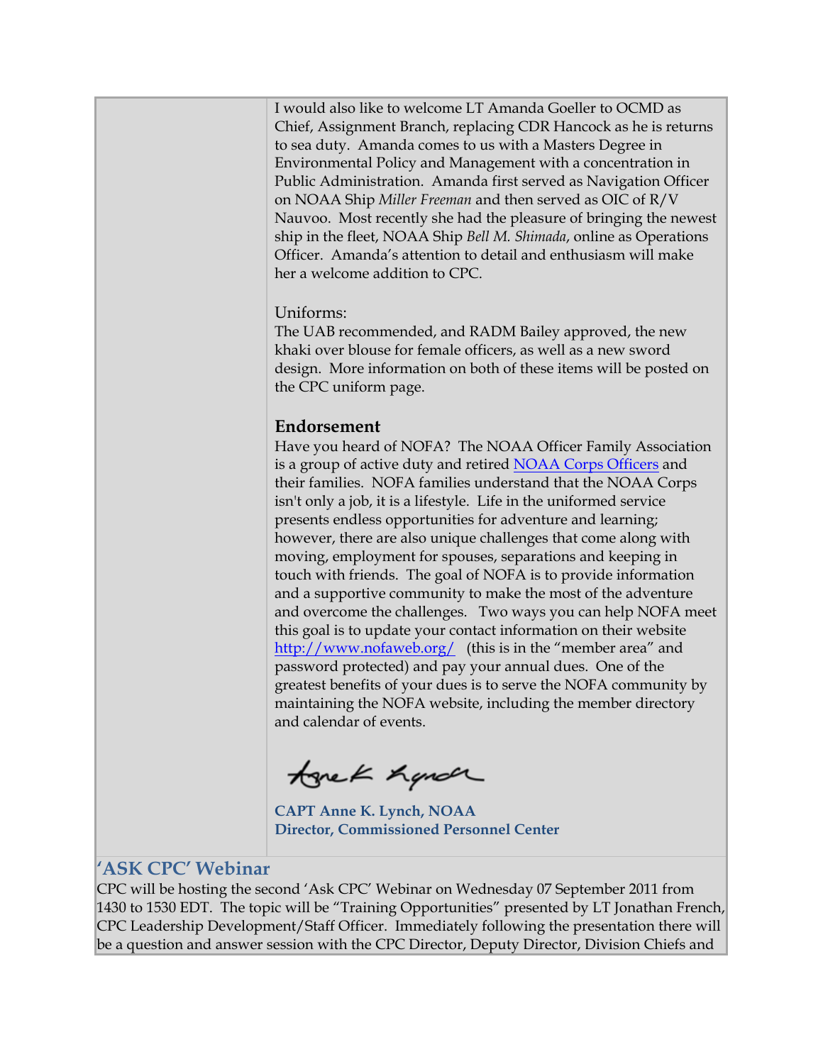I would also like to welcome LT Amanda Goeller to OCMD as Chief, Assignment Branch, replacing CDR Hancock as he is returns to sea duty. Amanda comes to us with a Masters Degree in Environmental Policy and Management with a concentration in Public Administration. Amanda first served as Navigation Officer on NOAA Ship *Miller Freeman* and then served as OIC of R/V Nauvoo. Most recently she had the pleasure of bringing the newest ship in the fleet, NOAA Ship *Bell M. Shimada*, online as Operations Officer. Amanda's attention to detail and enthusiasm will make her a welcome addition to CPC.

Uniforms:
The UAB recommended, and RADM Bailey approved, the new khaki over blouse for female officers, as well as a new sword design. More information on both of these items will be posted on the CPC uniform page.

### Endorsement

Have you heard of NOFA? The NOAA Officer Family Association is a group of active duty and retired NOAA Corps Officers and their families. NOFA families understand that the NOAA Corps isn't only a job, it is a lifestyle. Life in the uniformed service presents endless opportunities for adventure and learning; however, there are also unique challenges that come along with moving, employment for spouses, separations and keeping in touch with friends. The goal of NOFA is to provide information and a supportive community to make the most of the adventure and overcome the challenges. Two ways you can help NOFA meet this goal is to update your contact information on their website http://www.nofaweb.org/ (this is in the "member area" and password protected) and pay your annual dues. One of the greatest benefits of your dues is to serve the NOFA community by maintaining the NOFA website, including the member directory and calendar of events.

**CAPT Anne K. Lynch, NOAA**
**Director, Commissioned Personnel Center**

## 'ASK CPC' Webinar

CPC will be hosting the second 'Ask CPC' Webinar on Wednesday 07 September 2011 from 1430 to 1530 EDT. The topic will be "Training Opportunities" presented by LT Jonathan French, CPC Leadership Development/Staff Officer. Immediately following the presentation there will be a question and answer session with the CPC Director, Deputy Director, Division Chiefs and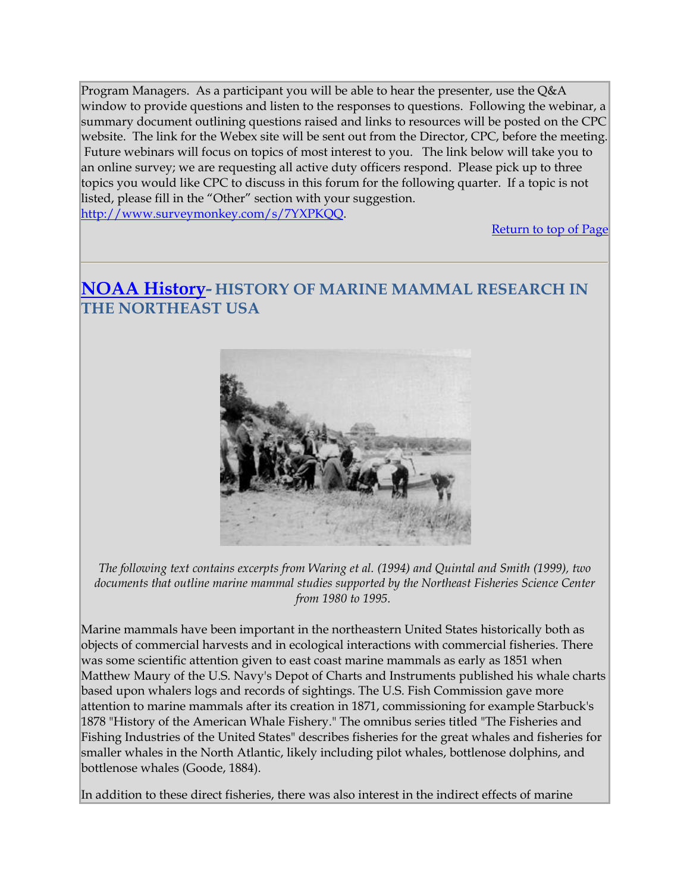Program Managers. As a participant you will be able to hear the presenter, use the Q&A window to provide questions and listen to the responses to questions. Following the webinar, a summary document outlining questions raised and links to resources will be posted on the CPC website. The link for the Webex site will be sent out from the Director, CPC, before the meeting. Future webinars will focus on topics of most interest to you. The link below will take you to an online survey; we are requesting all active duty officers respond. Please pick up to three topics you would like CPC to discuss in this forum for the following quarter. If a topic is not listed, please fill in the "Other" section with your suggestion. http://www.surveymonkey.com/s/7YXPKQQ.

Return to top of Page

---

## NOAA History- HISTORY OF MARINE MAMMAL RESEARCH IN THE NORTHEAST USA

*The following text contains excerpts from Waring et al. (1994) and Quintal and Smith (1999), two documents that outline marine mammal studies supported by the Northeast Fisheries Science Center from 1980 to 1995.*

Marine mammals have been important in the northeastern United States historically both as objects of commercial harvests and in ecological interactions with commercial fisheries. There was some scientific attention given to east coast marine mammals as early as 1851 when Matthew Maury of the U.S. Navy's Depot of Charts and Instruments published his whale charts based upon whalers logs and records of sightings. The U.S. Fish Commission gave more attention to marine mammals after its creation in 1871, commissioning for example Starbuck's 1878 "History of the American Whale Fishery." The omnibus series titled "The Fisheries and Fishing Industries of the United States" describes fisheries for the great whales and fisheries for smaller whales in the North Atlantic, likely including pilot whales, bottlenose dolphins, and bottlenose whales (Goode, 1884).

In addition to these direct fisheries, there was also interest in the indirect effects of marine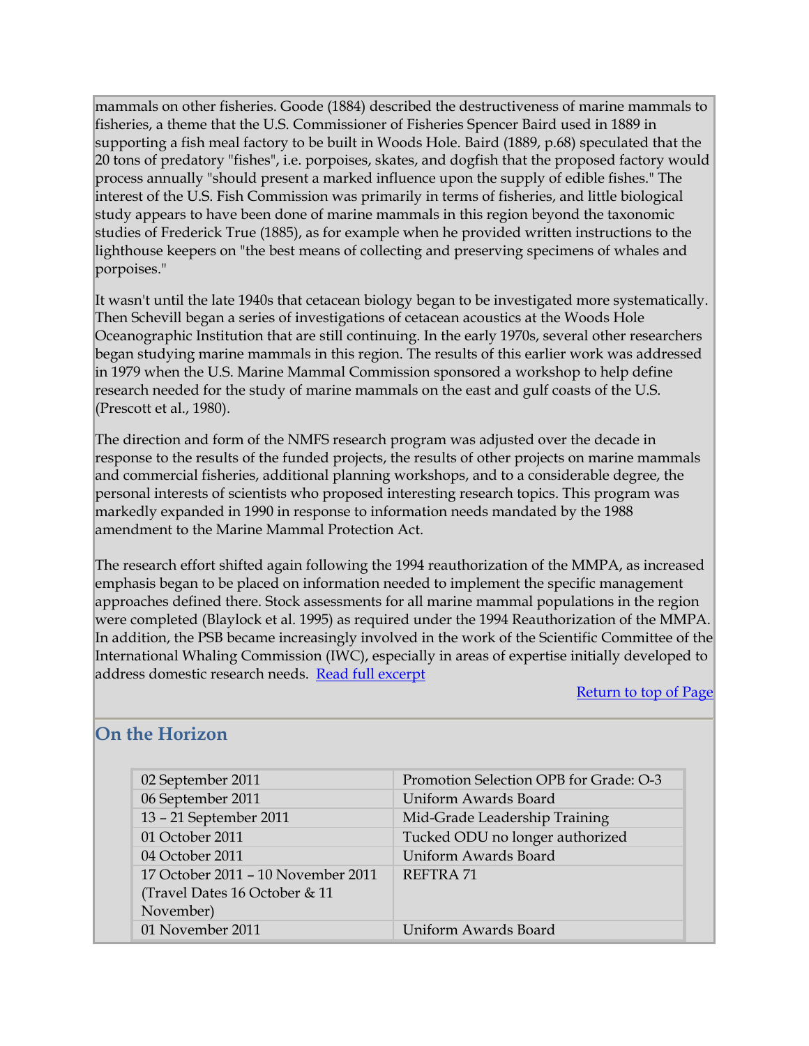mammals on other fisheries. Goode (1884) described the destructiveness of marine mammals to fisheries, a theme that the U.S. Commissioner of Fisheries Spencer Baird used in 1889 in supporting a fish meal factory to be built in Woods Hole. Baird (1889, p.68) speculated that the 20 tons of predatory "fishes", i.e. porpoises, skates, and dogfish that the proposed factory would process annually "should present a marked influence upon the supply of edible fishes." The interest of the U.S. Fish Commission was primarily in terms of fisheries, and little biological study appears to have been done of marine mammals in this region beyond the taxonomic studies of Frederick True (1885), as for example when he provided written instructions to the lighthouse keepers on "the best means of collecting and preserving specimens of whales and porpoises."

It wasn't until the late 1940s that cetacean biology began to be investigated more systematically. Then Schevill began a series of investigations of cetacean acoustics at the Woods Hole Oceanographic Institution that are still continuing. In the early 1970s, several other researchers began studying marine mammals in this region. The results of this earlier work was addressed in 1979 when the U.S. Marine Mammal Commission sponsored a workshop to help define research needed for the study of marine mammals on the east and gulf coasts of the U.S. (Prescott et al., 1980).

The direction and form of the NMFS research program was adjusted over the decade in response to the results of the funded projects, the results of other projects on marine mammals and commercial fisheries, additional planning workshops, and to a considerable degree, the personal interests of scientists who proposed interesting research topics. This program was markedly expanded in 1990 in response to information needs mandated by the 1988 amendment to the Marine Mammal Protection Act.

The research effort shifted again following the 1994 reauthorization of the MMPA, as increased emphasis began to be placed on information needed to implement the specific management approaches defined there. Stock assessments for all marine mammal populations in the region were completed (Blaylock et al. 1995) as required under the 1994 Reauthorization of the MMPA. In addition, the PSB became increasingly involved in the work of the Scientific Committee of the International Whaling Commission (IWC), especially in areas of expertise initially developed to address domestic research needs. Read full excerpt

Return to top of Page

## On the Horizon

| | |
|---|---|
| 02 September 2011 | Promotion Selection OPB for Grade: O-3 |
| 06 September 2011 | Uniform Awards Board |
| 13 – 21 September 2011 | Mid-Grade Leadership Training |
| 01 October 2011 | Tucked ODU no longer authorized |
| 04 October 2011 | Uniform Awards Board |
| 17 October 2011 – 10 November 2011 (Travel Dates 16 October & 11 November) | REFTRA 71 |
| 01 November 2011 | Uniform Awards Board |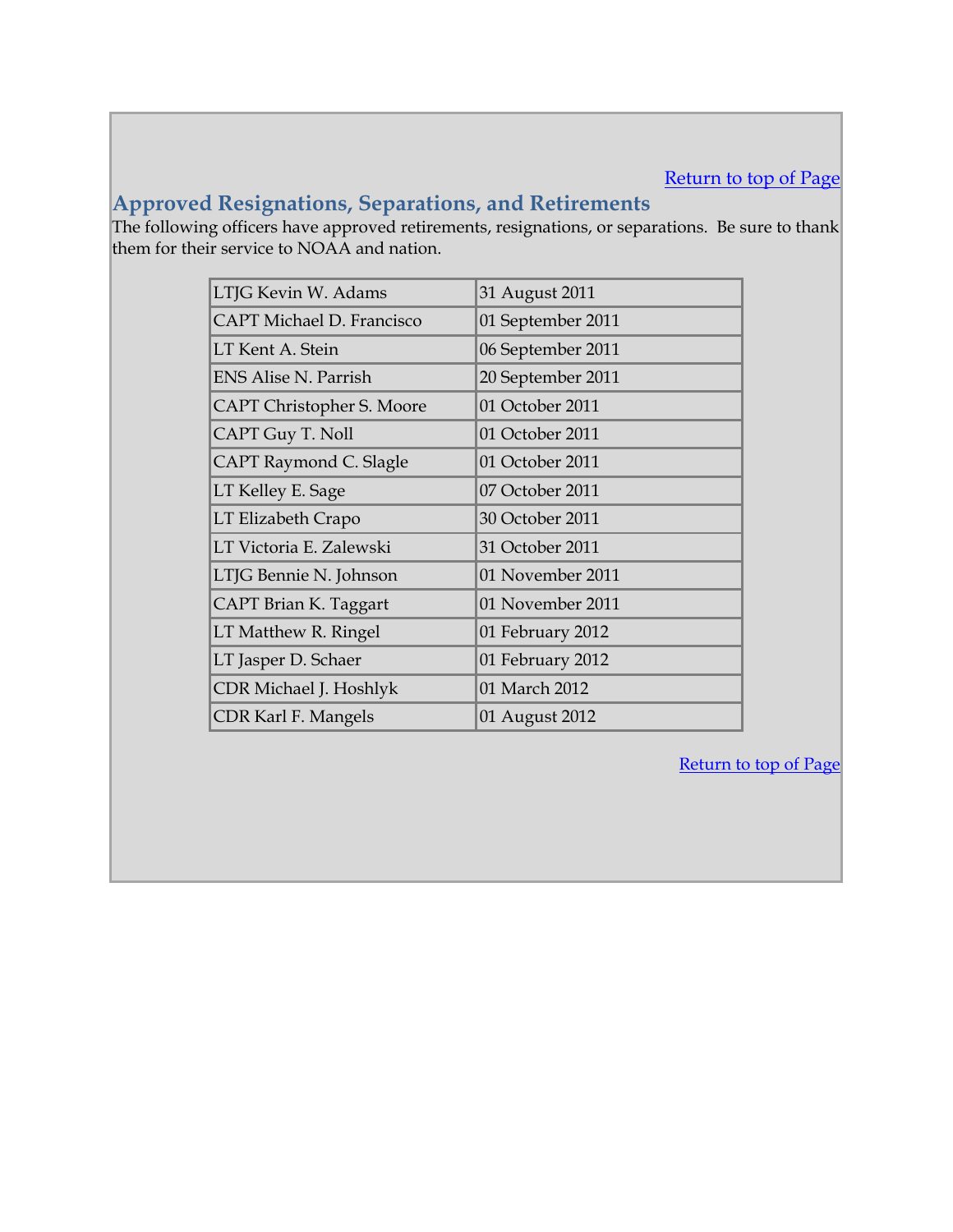Return to top of Page

## Approved Resignations, Separations, and Retirements

The following officers have approved retirements, resignations, or separations. Be sure to thank them for their service to NOAA and nation.

| | |
|---|---|
| LTJG Kevin W. Adams | 31 August 2011 |
| CAPT Michael D. Francisco | 01 September 2011 |
| LT Kent A. Stein | 06 September 2011 |
| ENS Alise N. Parrish | 20 September 2011 |
| CAPT Christopher S. Moore | 01 October 2011 |
| CAPT Guy T. Noll | 01 October 2011 |
| CAPT Raymond C. Slagle | 01 October 2011 |
| LT Kelley E. Sage | 07 October 2011 |
| LT Elizabeth Crapo | 30 October 2011 |
| LT Victoria E. Zalewski | 31 October 2011 |
| LTJG Bennie N. Johnson | 01 November 2011 |
| CAPT Brian K. Taggart | 01 November 2011 |
| LT Matthew R. Ringel | 01 February 2012 |
| LT Jasper D. Schaer | 01 February 2012 |
| CDR Michael J. Hoshlyk | 01 March 2012 |
| CDR Karl F. Mangels | 01 August 2012 |

Return to top of Page